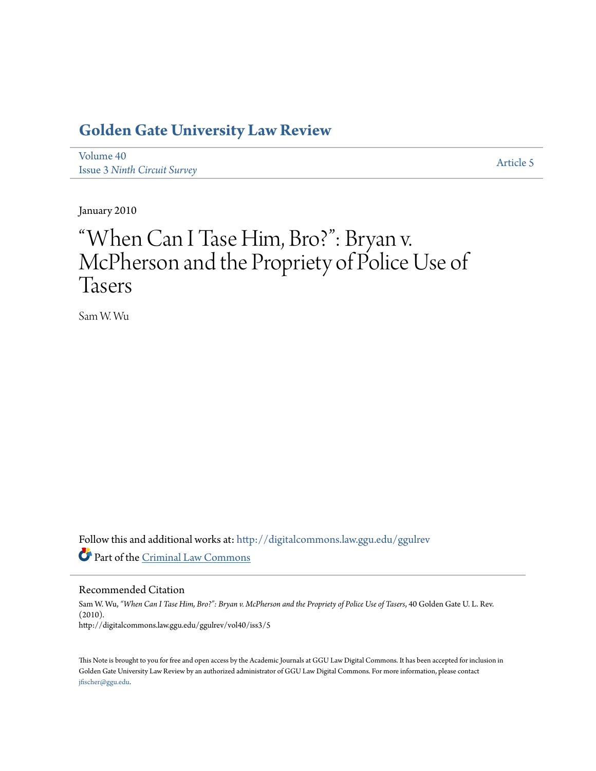# Golden Gate University Law Review

Volume 40
Issue 3 *Ninth Circuit Survey*

Article 5

January 2010

# "When Can I Tase Him, Bro?": Bryan v. McPherson and the Propriety of Police Use of Tasers

Sam W. Wu

Follow this and additional works at: http://digitalcommons.law.ggu.edu/ggulrev

Part of the Criminal Law Commons

## Recommended Citation

Sam W. Wu, *"When Can I Tase Him, Bro?": Bryan v. McPherson and the Propriety of Police Use of Tasers*, 40 Golden Gate U. L. Rev. (2010).
http://digitalcommons.law.ggu.edu/ggulrev/vol40/iss3/5

This Note is brought to you for free and open access by the Academic Journals at GGU Law Digital Commons. It has been accepted for inclusion in Golden Gate University Law Review by an authorized administrator of GGU Law Digital Commons. For more information, please contact jfischer@ggu.edu.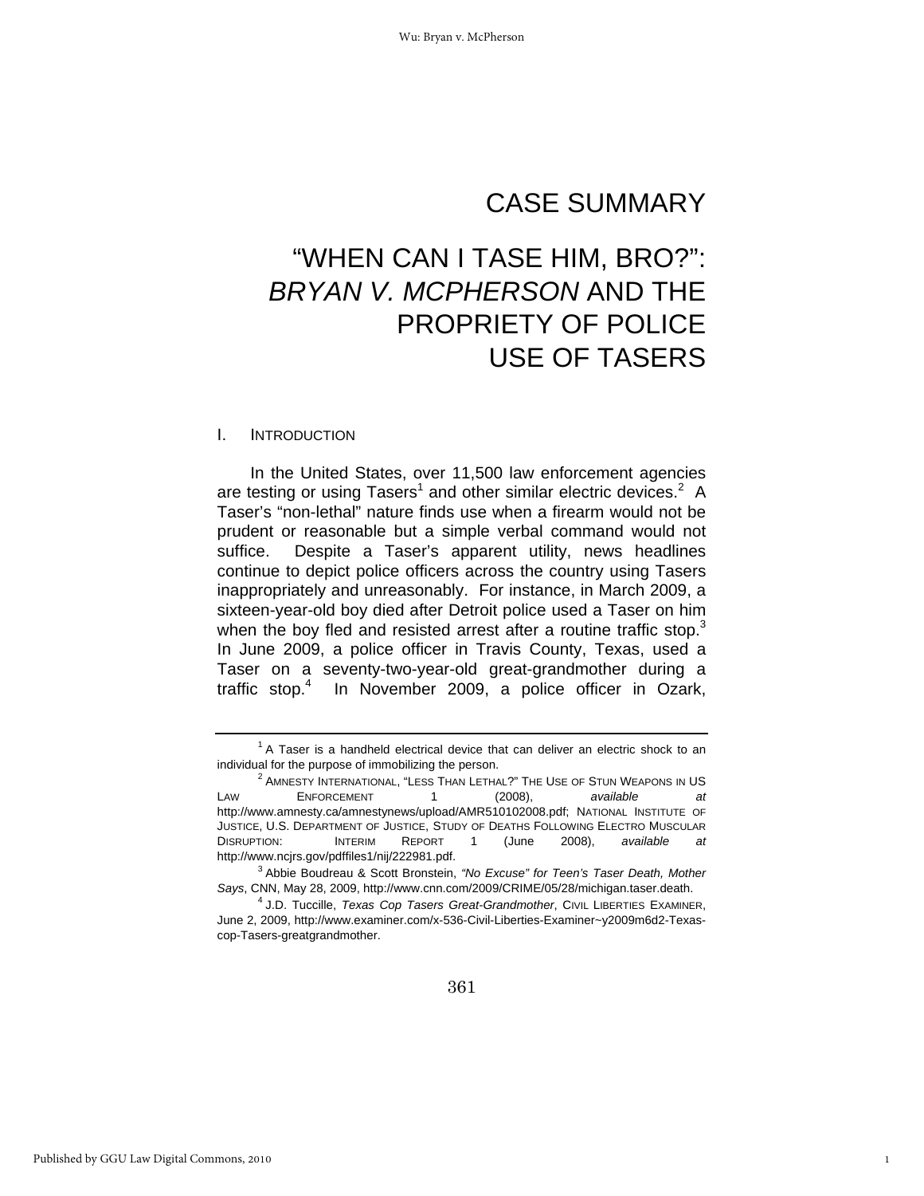# CASE SUMMARY

# "WHEN CAN I TASE HIM, BRO?": *BRYAN V. MCPHERSON* AND THE PROPRIETY OF POLICE USE OF TASERS

## I. INTRODUCTION

In the United States, over 11,500 law enforcement agencies are testing or using Tasers[1] and other similar electric devices.[2] A Taser's "non-lethal" nature finds use when a firearm would not be prudent or reasonable but a simple verbal command would not suffice. Despite a Taser's apparent utility, news headlines continue to depict police officers across the country using Tasers inappropriately and unreasonably. For instance, in March 2009, a sixteen-year-old boy died after Detroit police used a Taser on him when the boy fled and resisted arrest after a routine traffic stop.[3] In June 2009, a police officer in Travis County, Texas, used a Taser on a seventy-two-year-old great-grandmother during a traffic stop.[4] In November 2009, a police officer in Ozark,

---

[1] A Taser is a handheld electrical device that can deliver an electric shock to an individual for the purpose of immobilizing the person.

[2] AMNESTY INTERNATIONAL, "LESS THAN LETHAL?" THE USE OF STUN WEAPONS IN US LAW ENFORCEMENT 1 (2008), *available at* http://www.amnesty.ca/amnestynews/upload/AMR510102008.pdf; NATIONAL INSTITUTE OF JUSTICE, U.S. DEPARTMENT OF JUSTICE, STUDY OF DEATHS FOLLOWING ELECTRO MUSCULAR DISRUPTION: INTERIM REPORT 1 (June 2008), *available at* http://www.ncjrs.gov/pdffiles1/nij/222981.pdf.

[3] Abbie Boudreau & Scott Bronstein, *"No Excuse" for Teen's Taser Death, Mother Says*, CNN, May 28, 2009, http://www.cnn.com/2009/CRIME/05/28/michigan.taser.death.

[4] J.D. Tuccille, *Texas Cop Tasers Great-Grandmother*, CIVIL LIBERTIES EXAMINER, June 2, 2009, http://www.examiner.com/x-536-Civil-Liberties-Examiner~y2009m6d2-Texas-cop-Tasers-greatgrandmother.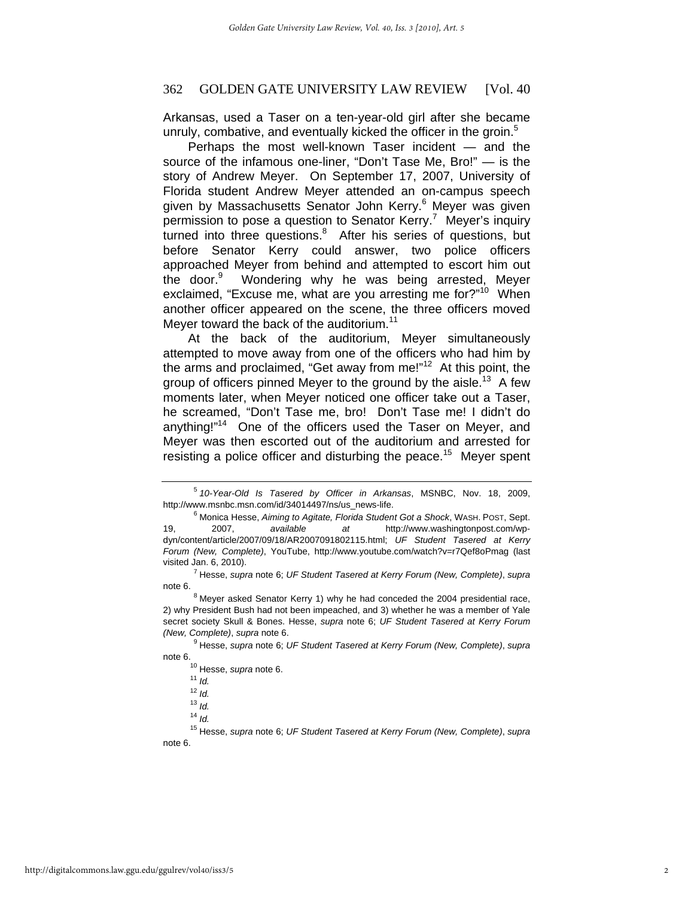Arkansas, used a Taser on a ten-year-old girl after she became unruly, combative, and eventually kicked the officer in the groin.[5]

Perhaps the most well-known Taser incident — and the source of the infamous one-liner, "Don't Tase Me, Bro!" — is the story of Andrew Meyer. On September 17, 2007, University of Florida student Andrew Meyer attended an on-campus speech given by Massachusetts Senator John Kerry.[6] Meyer was given permission to pose a question to Senator Kerry.[7] Meyer's inquiry turned into three questions.[8] After his series of questions, but before Senator Kerry could answer, two police officers approached Meyer from behind and attempted to escort him out the door.[9] Wondering why he was being arrested, Meyer exclaimed, "Excuse me, what are you arresting me for?"[10] When another officer appeared on the scene, the three officers moved Meyer toward the back of the auditorium.[11]

At the back of the auditorium, Meyer simultaneously attempted to move away from one of the officers who had him by the arms and proclaimed, "Get away from me!"[12] At this point, the group of officers pinned Meyer to the ground by the aisle.[13] A few moments later, when Meyer noticed one officer take out a Taser, he screamed, "Don't Tase me, bro! Don't Tase me! I didn't do anything!"[14] One of the officers used the Taser on Meyer, and Meyer was then escorted out of the auditorium and arrested for resisting a police officer and disturbing the peace.[15] Meyer spent

---

[5] *10-Year-Old Is Tasered by Officer in Arkansas*, MSNBC, Nov. 18, 2009, http://www.msnbc.msn.com/id/34014497/ns/us_news-life.

[6] Monica Hesse, *Aiming to Agitate, Florida Student Got a Shock*, WASH. POST, Sept. 19, 2007, *available at* http://www.washingtonpost.com/wp-dyn/content/article/2007/09/18/AR2007091802115.html; *UF Student Tasered at Kerry Forum (New, Complete)*, YouTube, http://www.youtube.com/watch?v=r7Qef8oPmag (last visited Jan. 6, 2010).

[7] Hesse, *supra* note 6; *UF Student Tasered at Kerry Forum (New, Complete)*, *supra* note 6.

[8] Meyer asked Senator Kerry 1) why he had conceded the 2004 presidential race, 2) why President Bush had not been impeached, and 3) whether he was a member of Yale secret society Skull & Bones. Hesse, *supra* note 6; *UF Student Tasered at Kerry Forum (New, Complete)*, *supra* note 6.

[9] Hesse, *supra* note 6; *UF Student Tasered at Kerry Forum (New, Complete)*, *supra* note 6.

[10] Hesse, *supra* note 6.

[11] *Id.*

[12] *Id.*

[13] *Id.*

[14] *Id.*

[15] Hesse, *supra* note 6; *UF Student Tasered at Kerry Forum (New, Complete)*, *supra* note 6.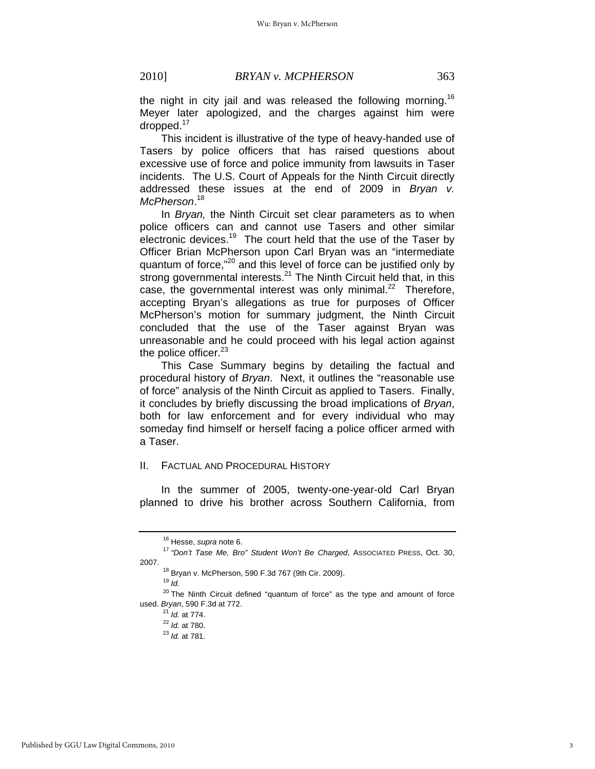the night in city jail and was released the following morning.[16] Meyer later apologized, and the charges against him were dropped.[17]

This incident is illustrative of the type of heavy-handed use of Tasers by police officers that has raised questions about excessive use of force and police immunity from lawsuits in Taser incidents. The U.S. Court of Appeals for the Ninth Circuit directly addressed these issues at the end of 2009 in *Bryan v. McPherson*.[18]

In *Bryan,* the Ninth Circuit set clear parameters as to when police officers can and cannot use Tasers and other similar electronic devices.[19] The court held that the use of the Taser by Officer Brian McPherson upon Carl Bryan was an "intermediate quantum of force,"[20] and this level of force can be justified only by strong governmental interests.[21] The Ninth Circuit held that, in this case, the governmental interest was only minimal.[22] Therefore, accepting Bryan's allegations as true for purposes of Officer McPherson's motion for summary judgment, the Ninth Circuit concluded that the use of the Taser against Bryan was unreasonable and he could proceed with his legal action against the police officer.[23]

This Case Summary begins by detailing the factual and procedural history of *Bryan*. Next, it outlines the "reasonable use of force" analysis of the Ninth Circuit as applied to Tasers. Finally, it concludes by briefly discussing the broad implications of *Bryan*, both for law enforcement and for every individual who may someday find himself or herself facing a police officer armed with a Taser.

## II. FACTUAL AND PROCEDURAL HISTORY

In the summer of 2005, twenty-one-year-old Carl Bryan planned to drive his brother across Southern California, from

---

[16] Hesse, *supra* note 6.

[17] *"Don't Tase Me, Bro" Student Won't Be Charged*, ASSOCIATED PRESS, Oct. 30, 2007.

[18] Bryan v. McPherson, 590 F.3d 767 (9th Cir. 2009).

[19] *Id.*

[20] The Ninth Circuit defined "quantum of force" as the type and amount of force used. *Bryan*, 590 F.3d at 772.

[21] *Id.* at 774.

[22] *Id.* at 780.

[23] *Id.* at 781.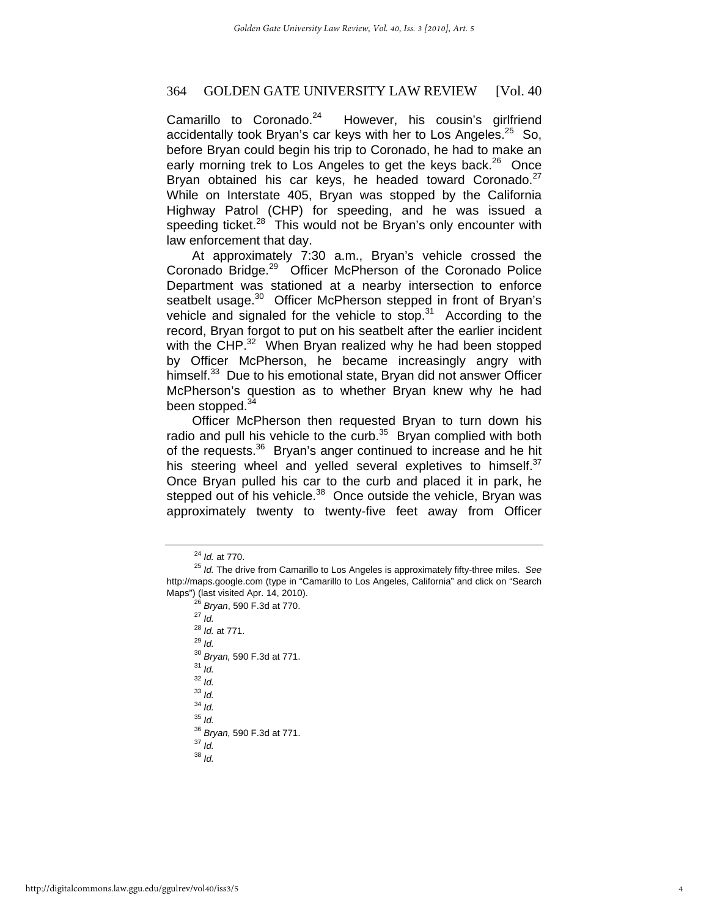Camarillo to Coronado.[24] However, his cousin's girlfriend accidentally took Bryan's car keys with her to Los Angeles.[25] So, before Bryan could begin his trip to Coronado, he had to make an early morning trek to Los Angeles to get the keys back.[26] Once Bryan obtained his car keys, he headed toward Coronado.[27] While on Interstate 405, Bryan was stopped by the California Highway Patrol (CHP) for speeding, and he was issued a speeding ticket.[28] This would not be Bryan's only encounter with law enforcement that day.

At approximately 7:30 a.m., Bryan's vehicle crossed the Coronado Bridge.[29] Officer McPherson of the Coronado Police Department was stationed at a nearby intersection to enforce seatbelt usage.[30] Officer McPherson stepped in front of Bryan's vehicle and signaled for the vehicle to stop.[31] According to the record, Bryan forgot to put on his seatbelt after the earlier incident with the CHP.[32] When Bryan realized why he had been stopped by Officer McPherson, he became increasingly angry with himself.[33] Due to his emotional state, Bryan did not answer Officer McPherson's question as to whether Bryan knew why he had been stopped.[34]

Officer McPherson then requested Bryan to turn down his radio and pull his vehicle to the curb.[35] Bryan complied with both of the requests.[36] Bryan's anger continued to increase and he hit his steering wheel and yelled several expletives to himself.[37] Once Bryan pulled his car to the curb and placed it in park, he stepped out of his vehicle.[38] Once outside the vehicle, Bryan was approximately twenty to twenty-five feet away from Officer

---

[24] *Id.* at 770.

[25] *Id.* The drive from Camarillo to Los Angeles is approximately fifty-three miles. *See* http://maps.google.com (type in "Camarillo to Los Angeles, California" and click on "Search Maps") (last visited Apr. 14, 2010).

[26] *Bryan*, 590 F.3d at 770.

[27] *Id.*

[28] *Id.* at 771.

[29] *Id.*

[30] *Bryan,* 590 F.3d at 771.

[31] *Id.*

[32] *Id.*

[33] *Id.*

[34] *Id.*

[35] *Id.*

[36] *Bryan,* 590 F.3d at 771.

[37] *Id.*

[38] *Id.*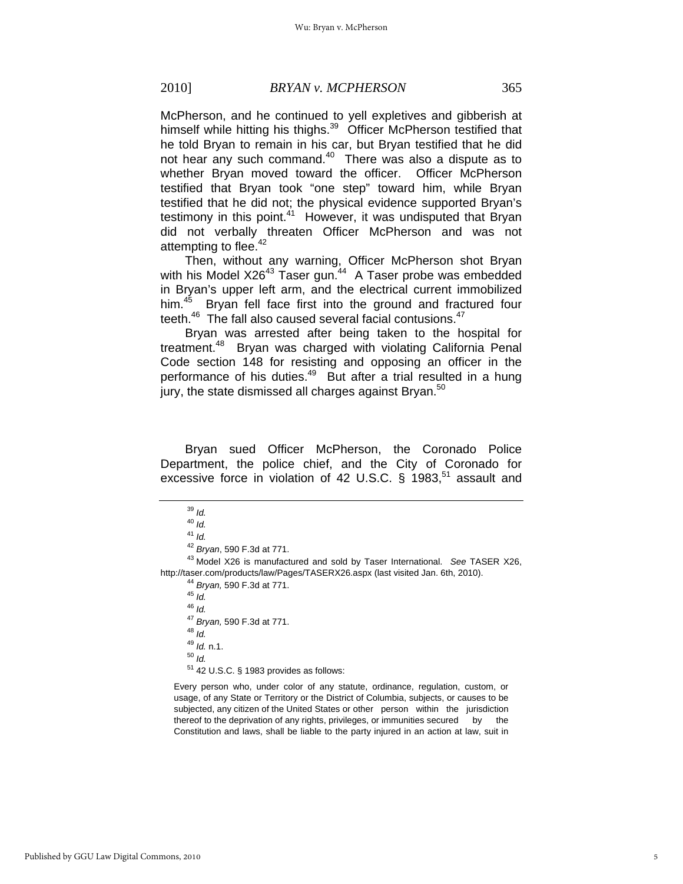McPherson, and he continued to yell expletives and gibberish at himself while hitting his thighs.[39] Officer McPherson testified that he told Bryan to remain in his car, but Bryan testified that he did not hear any such command.[40] There was also a dispute as to whether Bryan moved toward the officer. Officer McPherson testified that Bryan took "one step" toward him, while Bryan testified that he did not; the physical evidence supported Bryan's testimony in this point.[41] However, it was undisputed that Bryan did not verbally threaten Officer McPherson and was not attempting to flee.[42]

Then, without any warning, Officer McPherson shot Bryan with his Model X26[43] Taser gun.[44] A Taser probe was embedded in Bryan's upper left arm, and the electrical current immobilized him.[45] Bryan fell face first into the ground and fractured four teeth.[46] The fall also caused several facial contusions.[47]

Bryan was arrested after being taken to the hospital for treatment.[48] Bryan was charged with violating California Penal Code section 148 for resisting and opposing an officer in the performance of his duties.[49] But after a trial resulted in a hung jury, the state dismissed all charges against Bryan.[50]

Bryan sued Officer McPherson, the Coronado Police Department, the police chief, and the City of Coronado for excessive force in violation of 42 U.S.C. § 1983,[51] assault and

---

[39] *Id.*

[40] *Id.*

[41] *Id.*

[42] *Bryan*, 590 F.3d at 771.

[43] Model X26 is manufactured and sold by Taser International. *See* TASER X26, http://taser.com/products/law/Pages/TASERX26.aspx (last visited Jan. 6th, 2010).

[44] *Bryan,* 590 F.3d at 771.

[45] *Id.*

[46] *Id.*

[47] *Bryan,* 590 F.3d at 771.

[48] *Id.*

[49] *Id.* n.1.

[50] *Id.*

[51] 42 U.S.C. § 1983 provides as follows:

> Every person who, under color of any statute, ordinance, regulation, custom, or usage, of any State or Territory or the District of Columbia, subjects, or causes to be subjected, any citizen of the United States or other person within the jurisdiction thereof to the deprivation of any rights, privileges, or immunities secured by the Constitution and laws, shall be liable to the party injured in an action at law, suit in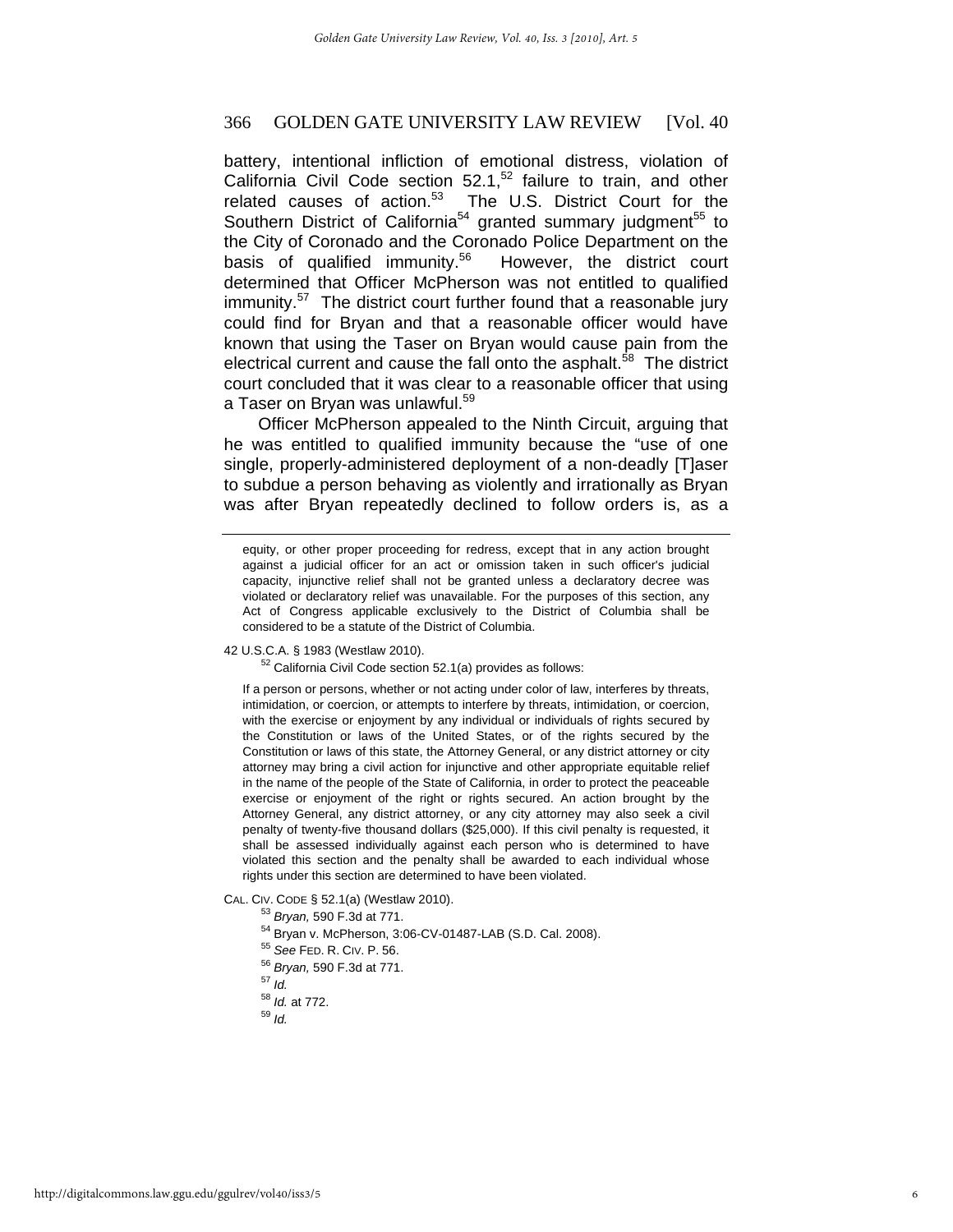battery, intentional infliction of emotional distress, violation of California Civil Code section 52.1,[52] failure to train, and other related causes of action.[53] The U.S. District Court for the Southern District of California[54] granted summary judgment[55] to the City of Coronado and the Coronado Police Department on the basis of qualified immunity.[56] However, the district court determined that Officer McPherson was not entitled to qualified immunity.[57] The district court further found that a reasonable jury could find for Bryan and that a reasonable officer would have known that using the Taser on Bryan would cause pain from the electrical current and cause the fall onto the asphalt.[58] The district court concluded that it was clear to a reasonable officer that using a Taser on Bryan was unlawful.[59]

Officer McPherson appealed to the Ninth Circuit, arguing that he was entitled to qualified immunity because the "use of one single, properly-administered deployment of a non-deadly [T]aser to subdue a person behaving as violently and irrationally as Bryan was after Bryan repeatedly declined to follow orders is, as a

---

> equity, or other proper proceeding for redress, except that in any action brought against a judicial officer for an act or omission taken in such officer's judicial capacity, injunctive relief shall not be granted unless a declaratory decree was violated or declaratory relief was unavailable. For the purposes of this section, any Act of Congress applicable exclusively to the District of Columbia shall be considered to be a statute of the District of Columbia.

42 U.S.C.A. § 1983 (Westlaw 2010).

[52] California Civil Code section 52.1(a) provides as follows:

> If a person or persons, whether or not acting under color of law, interferes by threats, intimidation, or coercion, or attempts to interfere by threats, intimidation, or coercion, with the exercise or enjoyment by any individual or individuals of rights secured by the Constitution or laws of the United States, or of the rights secured by the Constitution or laws of this state, the Attorney General, or any district attorney or city attorney may bring a civil action for injunctive and other appropriate equitable relief in the name of the people of the State of California, in order to protect the peaceable exercise or enjoyment of the right or rights secured. An action brought by the Attorney General, any district attorney, or any city attorney may also seek a civil penalty of twenty-five thousand dollars ($25,000). If this civil penalty is requested, it shall be assessed individually against each person who is determined to have violated this section and the penalty shall be awarded to each individual whose rights under this section are determined to have been violated.

CAL. CIV. CODE § 52.1(a) (Westlaw 2010).

[53] *Bryan,* 590 F.3d at 771.

[54] Bryan v. McPherson, 3:06-CV-01487-LAB (S.D. Cal. 2008).

[55] *See* FED. R. CIV. P. 56.

[56] *Bryan,* 590 F.3d at 771.

[57] *Id.*

[58] *Id.* at 772.

[59] *Id.*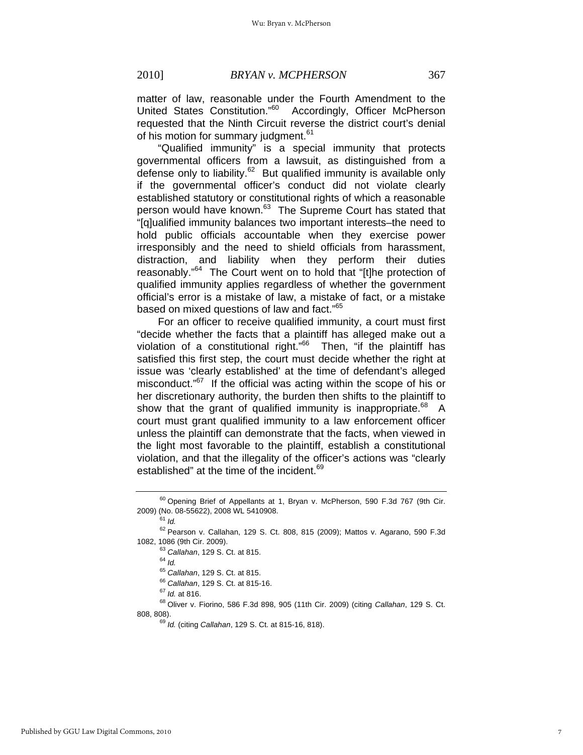matter of law, reasonable under the Fourth Amendment to the United States Constitution."[60] Accordingly, Officer McPherson requested that the Ninth Circuit reverse the district court's denial of his motion for summary judgment.[61]

"Qualified immunity" is a special immunity that protects governmental officers from a lawsuit, as distinguished from a defense only to liability.[62] But qualified immunity is available only if the governmental officer's conduct did not violate clearly established statutory or constitutional rights of which a reasonable person would have known.[63] The Supreme Court has stated that "[q]ualified immunity balances two important interests–the need to hold public officials accountable when they exercise power irresponsibly and the need to shield officials from harassment, distraction, and liability when they perform their duties reasonably."[64] The Court went on to hold that "[t]he protection of qualified immunity applies regardless of whether the government official's error is a mistake of law, a mistake of fact, or a mistake based on mixed questions of law and fact."[65]

For an officer to receive qualified immunity, a court must first "decide whether the facts that a plaintiff has alleged make out a violation of a constitutional right."[66] Then, "if the plaintiff has satisfied this first step, the court must decide whether the right at issue was 'clearly established' at the time of defendant's alleged misconduct."[67] If the official was acting within the scope of his or her discretionary authority, the burden then shifts to the plaintiff to show that the grant of qualified immunity is inappropriate.[68] A court must grant qualified immunity to a law enforcement officer unless the plaintiff can demonstrate that the facts, when viewed in the light most favorable to the plaintiff, establish a constitutional violation, and that the illegality of the officer's actions was "clearly established" at the time of the incident.[69]

---

[60] Opening Brief of Appellants at 1, Bryan v. McPherson, 590 F.3d 767 (9th Cir. 2009) (No. 08-55622), 2008 WL 5410908.

[61] *Id.*

[62] Pearson v. Callahan, 129 S. Ct. 808, 815 (2009); Mattos v. Agarano, 590 F.3d 1082, 1086 (9th Cir. 2009).

[63] *Callahan*, 129 S. Ct. at 815.

[64] *Id.*

[65] *Callahan*, 129 S. Ct. at 815.

[66] *Callahan*, 129 S. Ct. at 815-16.

[67] *Id.* at 816.

[68] Oliver v. Fiorino, 586 F.3d 898, 905 (11th Cir. 2009) (citing *Callahan*, 129 S. Ct. 808, 808).

[69] *Id.* (citing *Callahan*, 129 S. Ct. at 815-16, 818).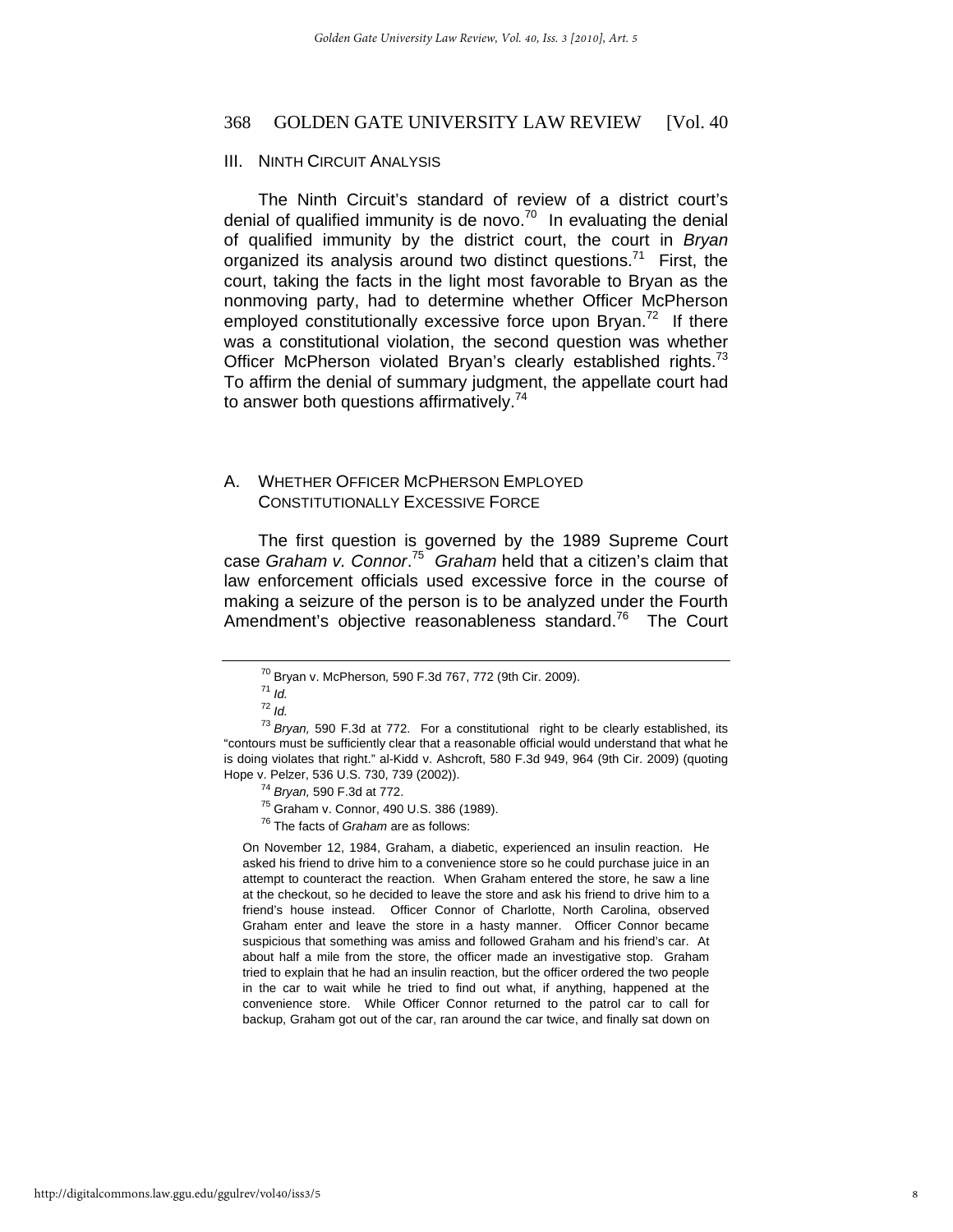## III. NINTH CIRCUIT ANALYSIS

The Ninth Circuit's standard of review of a district court's denial of qualified immunity is de novo.[70] In evaluating the denial of qualified immunity by the district court, the court in *Bryan* organized its analysis around two distinct questions.[71] First, the court, taking the facts in the light most favorable to Bryan as the nonmoving party, had to determine whether Officer McPherson employed constitutionally excessive force upon Bryan.[72] If there was a constitutional violation, the second question was whether Officer McPherson violated Bryan's clearly established rights.[73] To affirm the denial of summary judgment, the appellate court had to answer both questions affirmatively.[74]

### A. WHETHER OFFICER MCPHERSON EMPLOYED CONSTITUTIONALLY EXCESSIVE FORCE

The first question is governed by the 1989 Supreme Court case *Graham v. Connor*.[75] *Graham* held that a citizen's claim that law enforcement officials used excessive force in the course of making a seizure of the person is to be analyzed under the Fourth Amendment's objective reasonableness standard.[76] The Court

---

[70] Bryan v. McPherson*,* 590 F.3d 767, 772 (9th Cir. 2009).

[71] *Id.*

[72] *Id.*

[73] *Bryan,* 590 F.3d at 772. For a constitutional right to be clearly established, its "contours must be sufficiently clear that a reasonable official would understand that what he is doing violates that right." al-Kidd v. Ashcroft, 580 F.3d 949, 964 (9th Cir. 2009) (quoting Hope v. Pelzer, 536 U.S. 730, 739 (2002)).

[74] *Bryan,* 590 F.3d at 772.

[75] Graham v. Connor, 490 U.S. 386 (1989).

[76] The facts of *Graham* are as follows:

> On November 12, 1984, Graham, a diabetic, experienced an insulin reaction. He asked his friend to drive him to a convenience store so he could purchase juice in an attempt to counteract the reaction. When Graham entered the store, he saw a line at the checkout, so he decided to leave the store and ask his friend to drive him to a friend's house instead. Officer Connor of Charlotte, North Carolina, observed Graham enter and leave the store in a hasty manner. Officer Connor became suspicious that something was amiss and followed Graham and his friend's car. At about half a mile from the store, the officer made an investigative stop. Graham tried to explain that he had an insulin reaction, but the officer ordered the two people in the car to wait while he tried to find out what, if anything, happened at the convenience store. While Officer Connor returned to the patrol car to call for backup, Graham got out of the car, ran around the car twice, and finally sat down on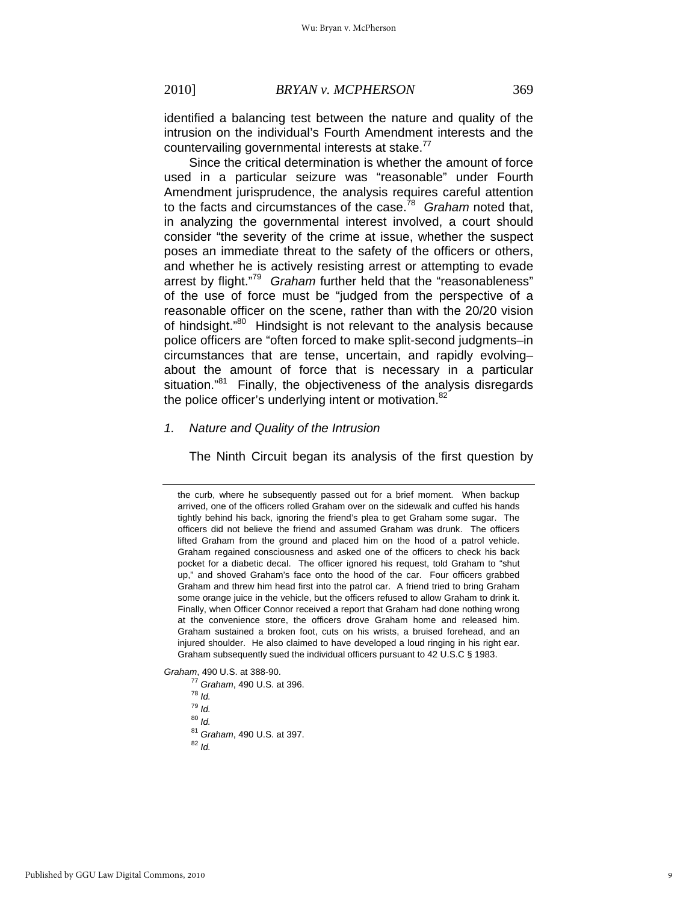identified a balancing test between the nature and quality of the intrusion on the individual's Fourth Amendment interests and the countervailing governmental interests at stake.[77]

Since the critical determination is whether the amount of force used in a particular seizure was "reasonable" under Fourth Amendment jurisprudence, the analysis requires careful attention to the facts and circumstances of the case.[78] *Graham* noted that, in analyzing the governmental interest involved, a court should consider "the severity of the crime at issue, whether the suspect poses an immediate threat to the safety of the officers or others, and whether he is actively resisting arrest or attempting to evade arrest by flight."[79] *Graham* further held that the "reasonableness" of the use of force must be "judged from the perspective of a reasonable officer on the scene, rather than with the 20/20 vision of hindsight."[80] Hindsight is not relevant to the analysis because police officers are "often forced to make split-second judgments–in circumstances that are tense, uncertain, and rapidly evolving–about the amount of force that is necessary in a particular situation."[81] Finally, the objectiveness of the analysis disregards the police officer's underlying intent or motivation.[82]

*1. Nature and Quality of the Intrusion*

The Ninth Circuit began its analysis of the first question by

---

the curb, where he subsequently passed out for a brief moment. When backup arrived, one of the officers rolled Graham over on the sidewalk and cuffed his hands tightly behind his back, ignoring the friend's plea to get Graham some sugar. The officers did not believe the friend and assumed Graham was drunk. The officers lifted Graham from the ground and placed him on the hood of a patrol vehicle. Graham regained consciousness and asked one of the officers to check his back pocket for a diabetic decal. The officer ignored his request, told Graham to "shut up," and shoved Graham's face onto the hood of the car. Four officers grabbed Graham and threw him head first into the patrol car. A friend tried to bring Graham some orange juice in the vehicle, but the officers refused to allow Graham to drink it. Finally, when Officer Connor received a report that Graham had done nothing wrong at the convenience store, the officers drove Graham home and released him. Graham sustained a broken foot, cuts on his wrists, a bruised forehead, and an injured shoulder. He also claimed to have developed a loud ringing in his right ear. Graham subsequently sued the individual officers pursuant to 42 U.S.C § 1983.

*Graham*, 490 U.S. at 388-90.

[77] *Graham*, 490 U.S. at 396.

[78] *Id.*

[79] *Id.*

[80] *Id.*

[81] *Graham*, 490 U.S. at 397.

[82] *Id.*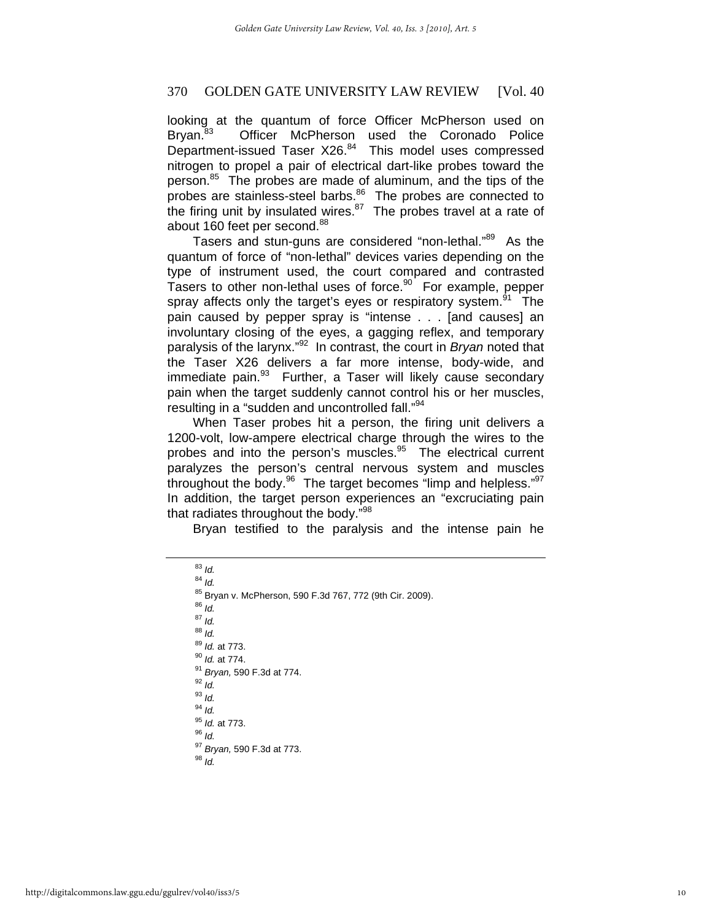looking at the quantum of force Officer McPherson used on Bryan.[83] Officer McPherson used the Coronado Police Department-issued Taser X26.[84] This model uses compressed nitrogen to propel a pair of electrical dart-like probes toward the person.[85] The probes are made of aluminum, and the tips of the probes are stainless-steel barbs.[86] The probes are connected to the firing unit by insulated wires.[87] The probes travel at a rate of about 160 feet per second.[88]

Tasers and stun-guns are considered "non-lethal."[89] As the quantum of force of "non-lethal" devices varies depending on the type of instrument used, the court compared and contrasted Tasers to other non-lethal uses of force.[90] For example, pepper spray affects only the target's eyes or respiratory system.[91] The pain caused by pepper spray is "intense . . . [and causes] an involuntary closing of the eyes, a gagging reflex, and temporary paralysis of the larynx."[92] In contrast, the court in *Bryan* noted that the Taser X26 delivers a far more intense, body-wide, and immediate pain.[93] Further, a Taser will likely cause secondary pain when the target suddenly cannot control his or her muscles, resulting in a "sudden and uncontrolled fall."[94]

When Taser probes hit a person, the firing unit delivers a 1200-volt, low-ampere electrical charge through the wires to the probes and into the person's muscles.[95] The electrical current paralyzes the person's central nervous system and muscles throughout the body.[96] The target becomes "limp and helpless."[97] In addition, the target person experiences an "excruciating pain that radiates throughout the body."[98]

Bryan testified to the paralysis and the intense pain he

---

[83] *Id.*
[84] *Id.*
[85] Bryan v. McPherson, 590 F.3d 767, 772 (9th Cir. 2009).
[86] *Id.*
[87] *Id.*
[88] *Id.*
[89] *Id.* at 773.
[90] *Id.* at 774.
[91] *Bryan,* 590 F.3d at 774.
[92] *Id.*
[93] *Id.*
[94] *Id.*
[95] *Id.* at 773.
[96] *Id.*
[97] *Bryan,* 590 F.3d at 773.
[98] *Id.*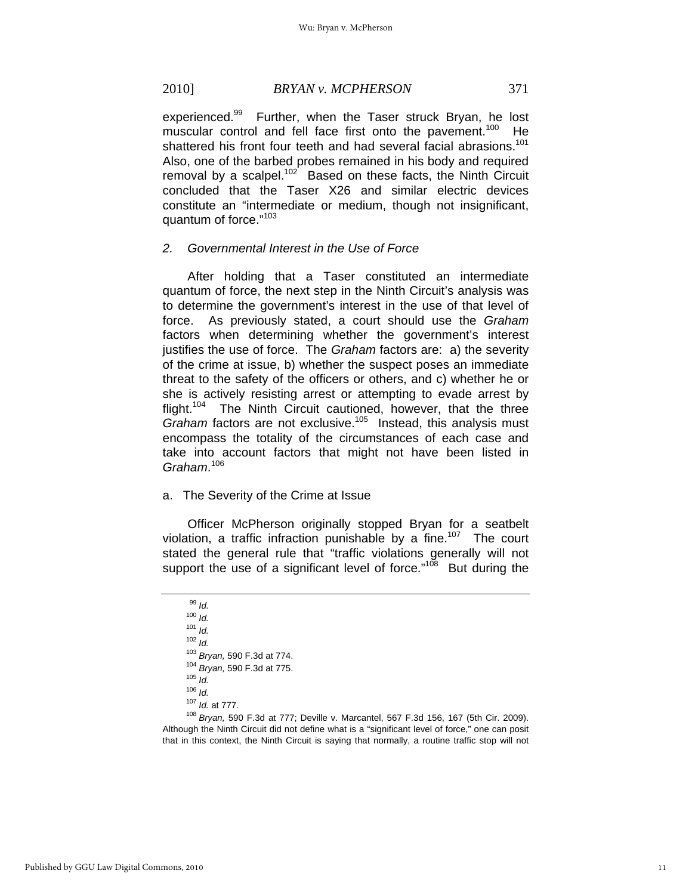experienced.[99] Further, when the Taser struck Bryan, he lost muscular control and fell face first onto the pavement.[100] He shattered his front four teeth and had several facial abrasions.[101] Also, one of the barbed probes remained in his body and required removal by a scalpel.[102] Based on these facts, the Ninth Circuit concluded that the Taser X26 and similar electric devices constitute an "intermediate or medium, though not insignificant, quantum of force."[103]

### *2. Governmental Interest in the Use of Force*

After holding that a Taser constituted an intermediate quantum of force, the next step in the Ninth Circuit's analysis was to determine the government's interest in the use of that level of force. As previously stated, a court should use the *Graham* factors when determining whether the government's interest justifies the use of force. The *Graham* factors are: a) the severity of the crime at issue, b) whether the suspect poses an immediate threat to the safety of the officers or others, and c) whether he or she is actively resisting arrest or attempting to evade arrest by flight.[104] The Ninth Circuit cautioned, however, that the three *Graham* factors are not exclusive.[105] Instead, this analysis must encompass the totality of the circumstances of each case and take into account factors that might not have been listed in *Graham*.[106]

#### a. The Severity of the Crime at Issue

Officer McPherson originally stopped Bryan for a seatbelt violation, a traffic infraction punishable by a fine.[107] The court stated the general rule that "traffic violations generally will not support the use of a significant level of force."[108] But during the

---

[99] *Id.*

[100] *Id.*

[101] *Id.*

[102] *Id.*

[103] *Bryan,* 590 F.3d at 774.

[104] *Bryan,* 590 F.3d at 775.

[105] *Id.*

[106] *Id.*

[107] *Id.* at 777.

[108] *Bryan,* 590 F.3d at 777; Deville v. Marcantel, 567 F.3d 156, 167 (5th Cir. 2009). Although the Ninth Circuit did not define what is a "significant level of force," one can posit that in this context, the Ninth Circuit is saying that normally, a routine traffic stop will not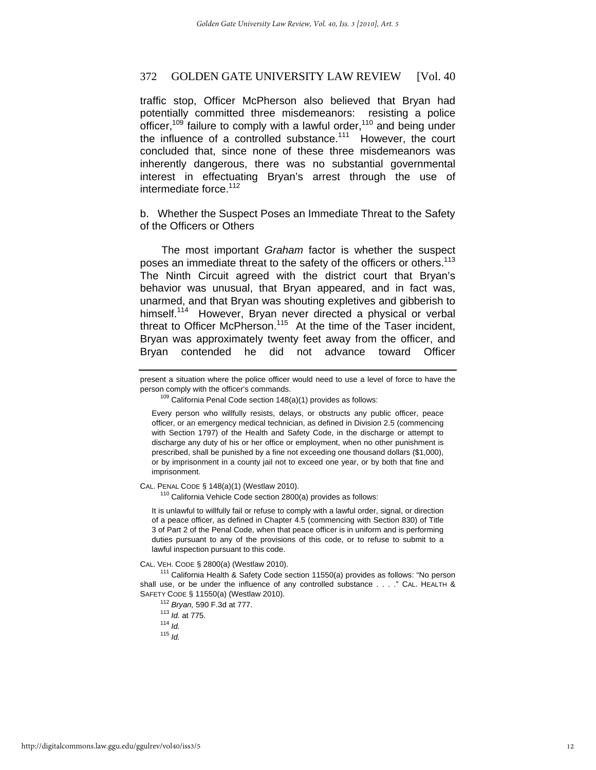traffic stop, Officer McPherson also believed that Bryan had potentially committed three misdemeanors: resisting a police officer,[109] failure to comply with a lawful order,[110] and being under the influence of a controlled substance.[111] However, the court concluded that, since none of these three misdemeanors was inherently dangerous, there was no substantial governmental interest in effectuating Bryan's arrest through the use of intermediate force.[112]

b. Whether the Suspect Poses an Immediate Threat to the Safety of the Officers or Others

The most important *Graham* factor is whether the suspect poses an immediate threat to the safety of the officers or others.[113] The Ninth Circuit agreed with the district court that Bryan's behavior was unusual, that Bryan appeared, and in fact was, unarmed, and that Bryan was shouting expletives and gibberish to himself.[114] However, Bryan never directed a physical or verbal threat to Officer McPherson.[115] At the time of the Taser incident, Bryan was approximately twenty feet away from the officer, and Bryan contended he did not advance toward Officer

---

present a situation where the police officer would need to use a level of force to have the person comply with the officer's commands.

[109] California Penal Code section 148(a)(1) provides as follows:

> Every person who willfully resists, delays, or obstructs any public officer, peace officer, or an emergency medical technician, as defined in Division 2.5 (commencing with Section 1797) of the Health and Safety Code, in the discharge or attempt to discharge any duty of his or her office or employment, when no other punishment is prescribed, shall be punished by a fine not exceeding one thousand dollars ($1,000), or by imprisonment in a county jail not to exceed one year, or by both that fine and imprisonment.

CAL. PENAL CODE § 148(a)(1) (Westlaw 2010).

[110] California Vehicle Code section 2800(a) provides as follows:

> It is unlawful to willfully fail or refuse to comply with a lawful order, signal, or direction of a peace officer, as defined in Chapter 4.5 (commencing with Section 830) of Title 3 of Part 2 of the Penal Code, when that peace officer is in uniform and is performing duties pursuant to any of the provisions of this code, or to refuse to submit to a lawful inspection pursuant to this code.

CAL. VEH. CODE § 2800(a) (Westlaw 2010).

[111] California Health & Safety Code section 11550(a) provides as follows: "No person shall use, or be under the influence of any controlled substance . . . ." CAL. HEALTH & SAFETY CODE § 11550(a) (Westlaw 2010).

[112] *Bryan,* 590 F.3d at 777.

[113] *Id.* at 775.

[114] *Id.*

[115] *Id.*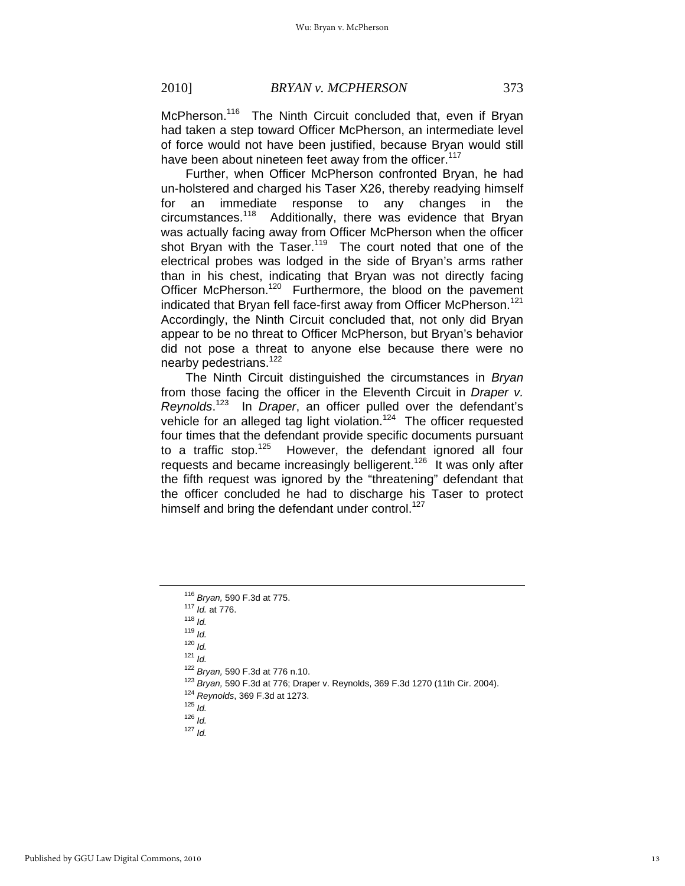McPherson.[116] The Ninth Circuit concluded that, even if Bryan had taken a step toward Officer McPherson, an intermediate level of force would not have been justified, because Bryan would still have been about nineteen feet away from the officer.[117]

Further, when Officer McPherson confronted Bryan, he had un-holstered and charged his Taser X26, thereby readying himself for an immediate response to any changes in the circumstances.[118] Additionally, there was evidence that Bryan was actually facing away from Officer McPherson when the officer shot Bryan with the Taser.[119] The court noted that one of the electrical probes was lodged in the side of Bryan's arms rather than in his chest, indicating that Bryan was not directly facing Officer McPherson.[120] Furthermore, the blood on the pavement indicated that Bryan fell face-first away from Officer McPherson.[121] Accordingly, the Ninth Circuit concluded that, not only did Bryan appear to be no threat to Officer McPherson, but Bryan's behavior did not pose a threat to anyone else because there were no nearby pedestrians.[122]

The Ninth Circuit distinguished the circumstances in *Bryan* from those facing the officer in the Eleventh Circuit in *Draper v. Reynolds*.[123] In *Draper*, an officer pulled over the defendant's vehicle for an alleged tag light violation.[124] The officer requested four times that the defendant provide specific documents pursuant to a traffic stop.[125] However, the defendant ignored all four requests and became increasingly belligerent.[126] It was only after the fifth request was ignored by the "threatening" defendant that the officer concluded he had to discharge his Taser to protect himself and bring the defendant under control.[127]

---

[116] *Bryan,* 590 F.3d at 775.
[117] *Id.* at 776.
[118] *Id.*
[119] *Id.*
[120] *Id.*
[121] *Id.*
[122] *Bryan,* 590 F.3d at 776 n.10.
[123] *Bryan,* 590 F.3d at 776; Draper v. Reynolds, 369 F.3d 1270 (11th Cir. 2004).
[124] *Reynolds*, 369 F.3d at 1273.
[125] *Id.*
[126] *Id.*
[127] *Id.*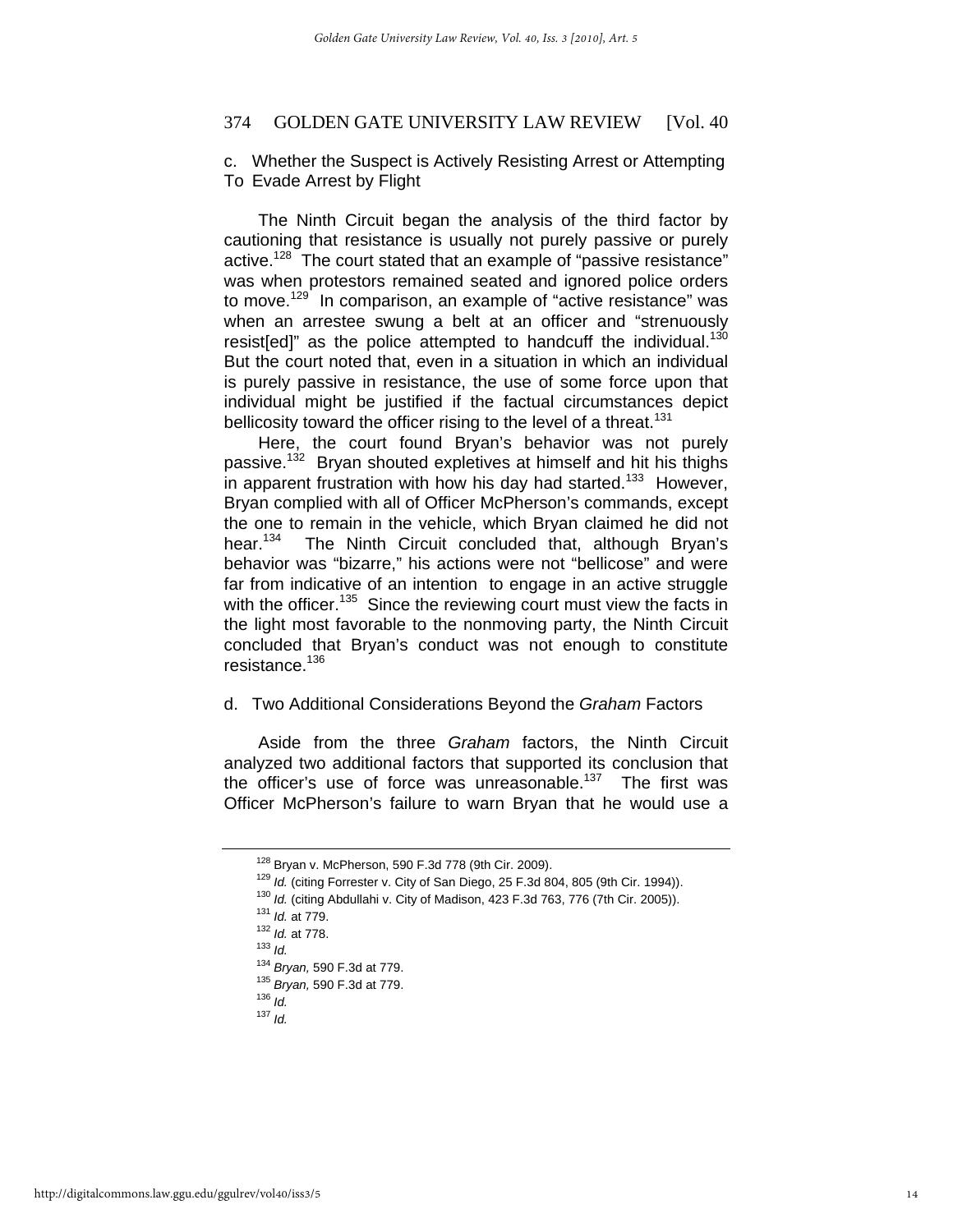c. Whether the Suspect is Actively Resisting Arrest or Attempting To Evade Arrest by Flight

The Ninth Circuit began the analysis of the third factor by cautioning that resistance is usually not purely passive or purely active.[128] The court stated that an example of "passive resistance" was when protestors remained seated and ignored police orders to move.[129] In comparison, an example of "active resistance" was when an arrestee swung a belt at an officer and "strenuously resist[ed]" as the police attempted to handcuff the individual.[130] But the court noted that, even in a situation in which an individual is purely passive in resistance, the use of some force upon that individual might be justified if the factual circumstances depict bellicosity toward the officer rising to the level of a threat.[131]

Here, the court found Bryan's behavior was not purely passive.[132] Bryan shouted expletives at himself and hit his thighs in apparent frustration with how his day had started.[133] However, Bryan complied with all of Officer McPherson's commands, except the one to remain in the vehicle, which Bryan claimed he did not hear.[134] The Ninth Circuit concluded that, although Bryan's behavior was "bizarre," his actions were not "bellicose" and were far from indicative of an intention to engage in an active struggle with the officer.[135] Since the reviewing court must view the facts in the light most favorable to the nonmoving party, the Ninth Circuit concluded that Bryan's conduct was not enough to constitute resistance.[136]

d. Two Additional Considerations Beyond the *Graham* Factors

Aside from the three *Graham* factors, the Ninth Circuit analyzed two additional factors that supported its conclusion that the officer's use of force was unreasonable.[137] The first was Officer McPherson's failure to warn Bryan that he would use a

---

[128] Bryan v. McPherson, 590 F.3d 778 (9th Cir. 2009).

[129] *Id.* (citing Forrester v. City of San Diego, 25 F.3d 804, 805 (9th Cir. 1994)).

[130] *Id.* (citing Abdullahi v. City of Madison, 423 F.3d 763, 776 (7th Cir. 2005)).

[131] *Id.* at 779.

[132] *Id.* at 778.

[133] *Id.*

[134] *Bryan,* 590 F.3d at 779.

[135] *Bryan,* 590 F.3d at 779.

[136] *Id.*

[137] *Id.*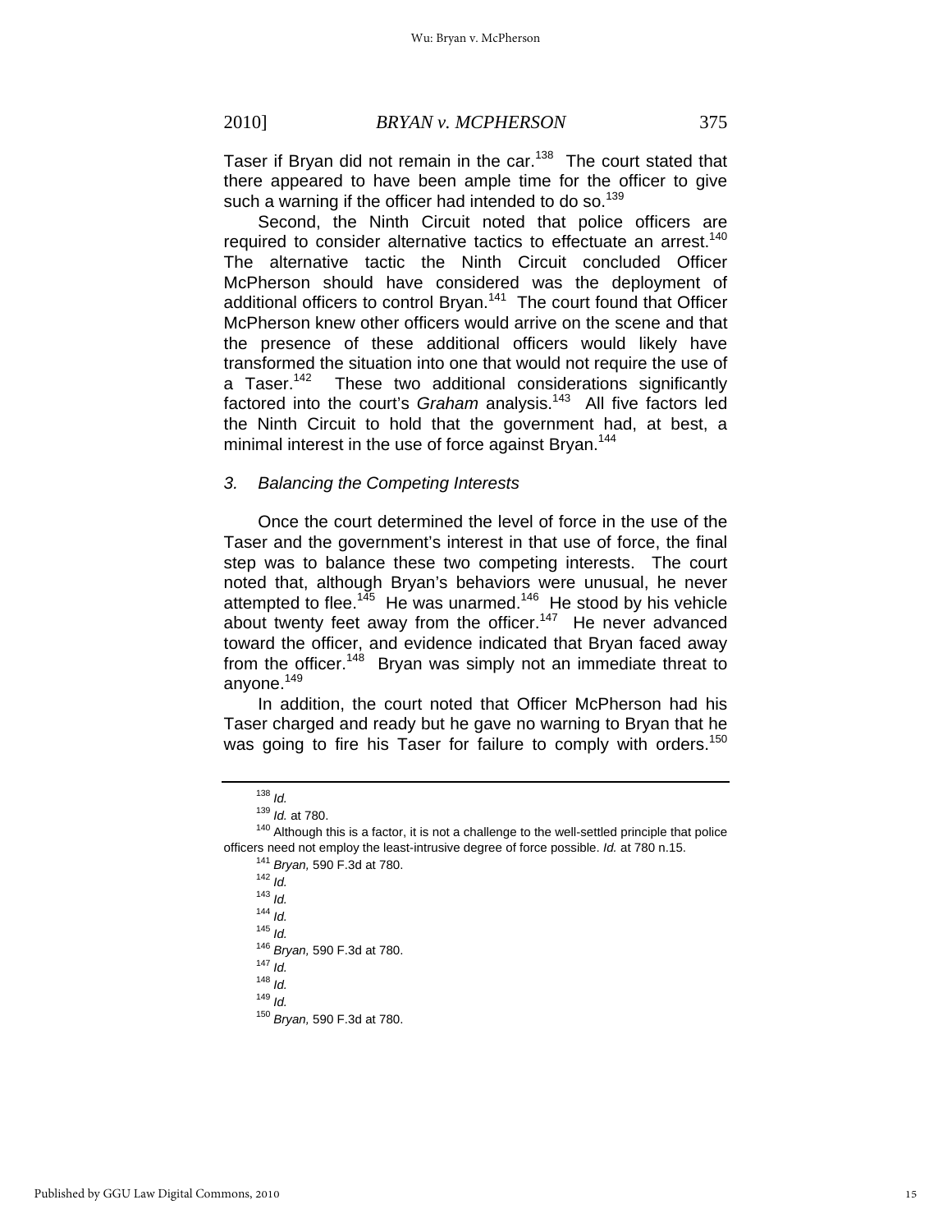Taser if Bryan did not remain in the car.[138] The court stated that there appeared to have been ample time for the officer to give such a warning if the officer had intended to do so.[139]

Second, the Ninth Circuit noted that police officers are required to consider alternative tactics to effectuate an arrest.[140] The alternative tactic the Ninth Circuit concluded Officer McPherson should have considered was the deployment of additional officers to control Bryan.[141] The court found that Officer McPherson knew other officers would arrive on the scene and that the presence of these additional officers would likely have transformed the situation into one that would not require the use of a Taser.[142] These two additional considerations significantly factored into the court's *Graham* analysis.[143] All five factors led the Ninth Circuit to hold that the government had, at best, a minimal interest in the use of force against Bryan.[144]

### *3. Balancing the Competing Interests*

Once the court determined the level of force in the use of the Taser and the government's interest in that use of force, the final step was to balance these two competing interests. The court noted that, although Bryan's behaviors were unusual, he never attempted to flee.[145] He was unarmed.[146] He stood by his vehicle about twenty feet away from the officer.[147] He never advanced toward the officer, and evidence indicated that Bryan faced away from the officer.[148] Bryan was simply not an immediate threat to anyone.[149]

In addition, the court noted that Officer McPherson had his Taser charged and ready but he gave no warning to Bryan that he was going to fire his Taser for failure to comply with orders.[150]

---

[138] *Id.*

[139] *Id.* at 780.

[140] Although this is a factor, it is not a challenge to the well-settled principle that police officers need not employ the least-intrusive degree of force possible. *Id.* at 780 n.15.

[141] *Bryan,* 590 F.3d at 780.

[142] *Id.*

[143] *Id.*

[144] *Id.*

[145] *Id.*

[146] *Bryan,* 590 F.3d at 780.

[147] *Id.*

[148] *Id.*

[149] *Id.*

[150] *Bryan,* 590 F.3d at 780.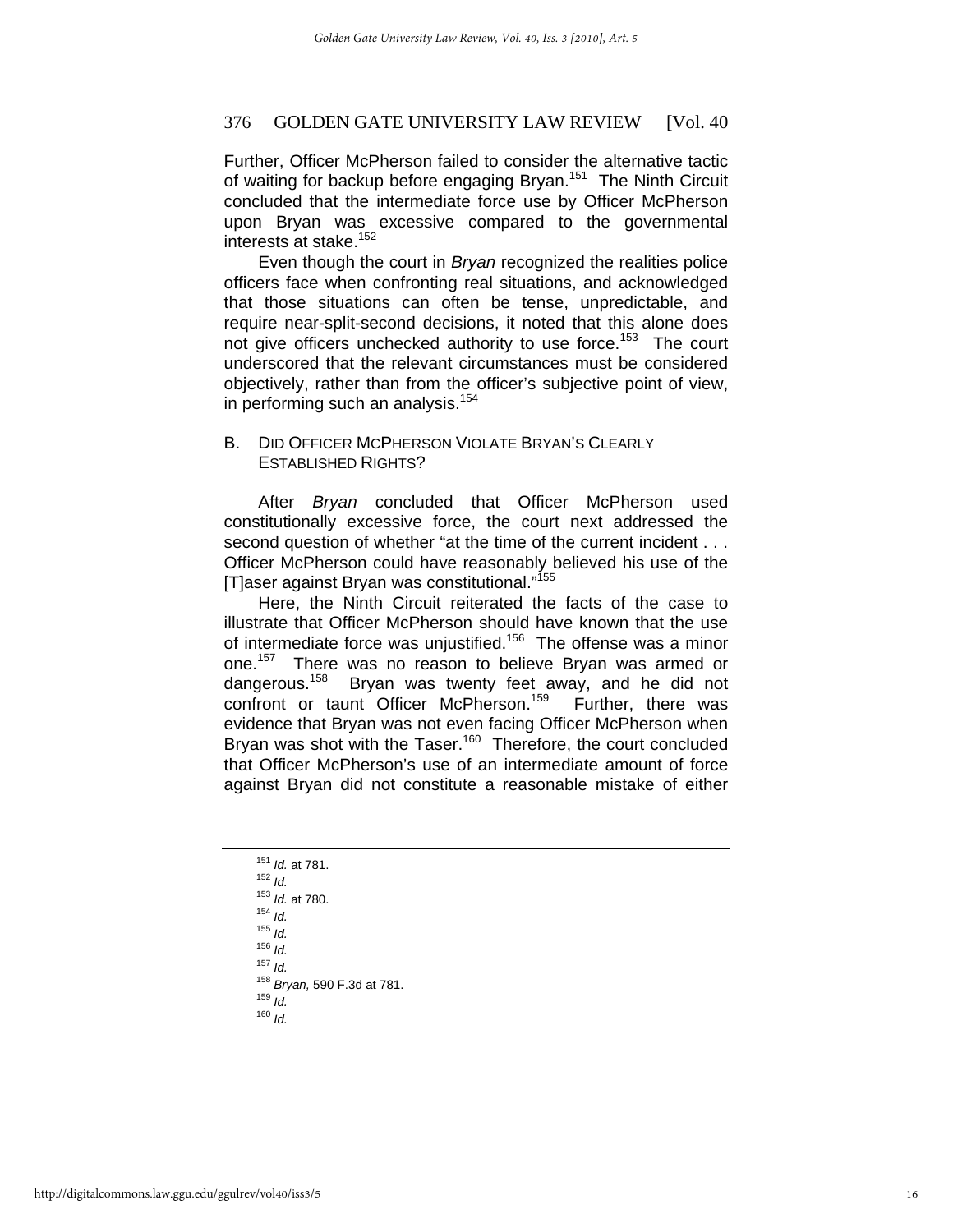Further, Officer McPherson failed to consider the alternative tactic of waiting for backup before engaging Bryan.[151] The Ninth Circuit concluded that the intermediate force use by Officer McPherson upon Bryan was excessive compared to the governmental interests at stake.[152]

Even though the court in *Bryan* recognized the realities police officers face when confronting real situations, and acknowledged that those situations can often be tense, unpredictable, and require near-split-second decisions, it noted that this alone does not give officers unchecked authority to use force.[153] The court underscored that the relevant circumstances must be considered objectively, rather than from the officer's subjective point of view, in performing such an analysis.[154]

### B. Did Officer McPherson Violate Bryan's Clearly Established Rights?

After *Bryan* concluded that Officer McPherson used constitutionally excessive force, the court next addressed the second question of whether "at the time of the current incident . . . Officer McPherson could have reasonably believed his use of the [T]aser against Bryan was constitutional."[155]

Here, the Ninth Circuit reiterated the facts of the case to illustrate that Officer McPherson should have known that the use of intermediate force was unjustified.[156] The offense was a minor one.[157] There was no reason to believe Bryan was armed or dangerous.[158] Bryan was twenty feet away, and he did not confront or taunt Officer McPherson.[159] Further, there was evidence that Bryan was not even facing Officer McPherson when Bryan was shot with the Taser.[160] Therefore, the court concluded that Officer McPherson's use of an intermediate amount of force against Bryan did not constitute a reasonable mistake of either

---

[151] *Id.* at 781.
[152] *Id.*
[153] *Id.* at 780.
[154] *Id.*
[155] *Id.*
[156] *Id.*
[157] *Id.*
[158] *Bryan*, 590 F.3d at 781.
[159] *Id.*
[160] *Id.*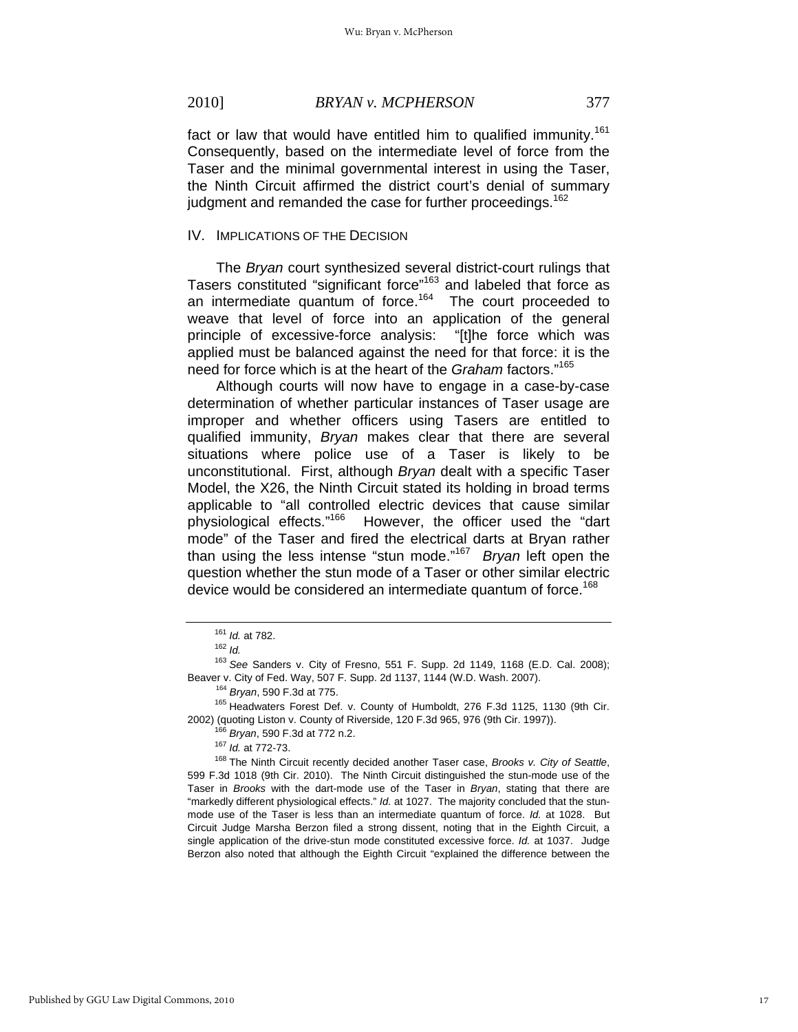fact or law that would have entitled him to qualified immunity.[161] Consequently, based on the intermediate level of force from the Taser and the minimal governmental interest in using the Taser, the Ninth Circuit affirmed the district court's denial of summary judgment and remanded the case for further proceedings.[162]

## IV. IMPLICATIONS OF THE DECISION

The *Bryan* court synthesized several district-court rulings that Tasers constituted "significant force"[163] and labeled that force as an intermediate quantum of force.[164] The court proceeded to weave that level of force into an application of the general principle of excessive-force analysis: "[t]he force which was applied must be balanced against the need for that force: it is the need for force which is at the heart of the *Graham* factors."[165]

Although courts will now have to engage in a case-by-case determination of whether particular instances of Taser usage are improper and whether officers using Tasers are entitled to qualified immunity, *Bryan* makes clear that there are several situations where police use of a Taser is likely to be unconstitutional. First, although *Bryan* dealt with a specific Taser Model, the X26, the Ninth Circuit stated its holding in broad terms applicable to "all controlled electric devices that cause similar physiological effects."[166] However, the officer used the "dart mode" of the Taser and fired the electrical darts at Bryan rather than using the less intense "stun mode."[167] *Bryan* left open the question whether the stun mode of a Taser or other similar electric device would be considered an intermediate quantum of force.[168]

---

[161] *Id.* at 782.

[162] *Id.*

[163] *See* Sanders v. City of Fresno, 551 F. Supp. 2d 1149, 1168 (E.D. Cal. 2008); Beaver v. City of Fed. Way, 507 F. Supp. 2d 1137, 1144 (W.D. Wash. 2007).

[164] *Bryan*, 590 F.3d at 775.

[165] Headwaters Forest Def. v. County of Humboldt, 276 F.3d 1125, 1130 (9th Cir. 2002) (quoting Liston v. County of Riverside, 120 F.3d 965, 976 (9th Cir. 1997)).

[166] *Bryan*, 590 F.3d at 772 n.2.

[167] *Id.* at 772-73.

[168] The Ninth Circuit recently decided another Taser case, *Brooks v. City of Seattle*, 599 F.3d 1018 (9th Cir. 2010). The Ninth Circuit distinguished the stun-mode use of the Taser in *Brooks* with the dart-mode use of the Taser in *Bryan*, stating that there are "markedly different physiological effects." *Id.* at 1027. The majority concluded that the stun-mode use of the Taser is less than an intermediate quantum of force. *Id.* at 1028. But Circuit Judge Marsha Berzon filed a strong dissent, noting that in the Eighth Circuit, a single application of the drive-stun mode constituted excessive force. *Id.* at 1037. Judge Berzon also noted that although the Eighth Circuit "explained the difference between the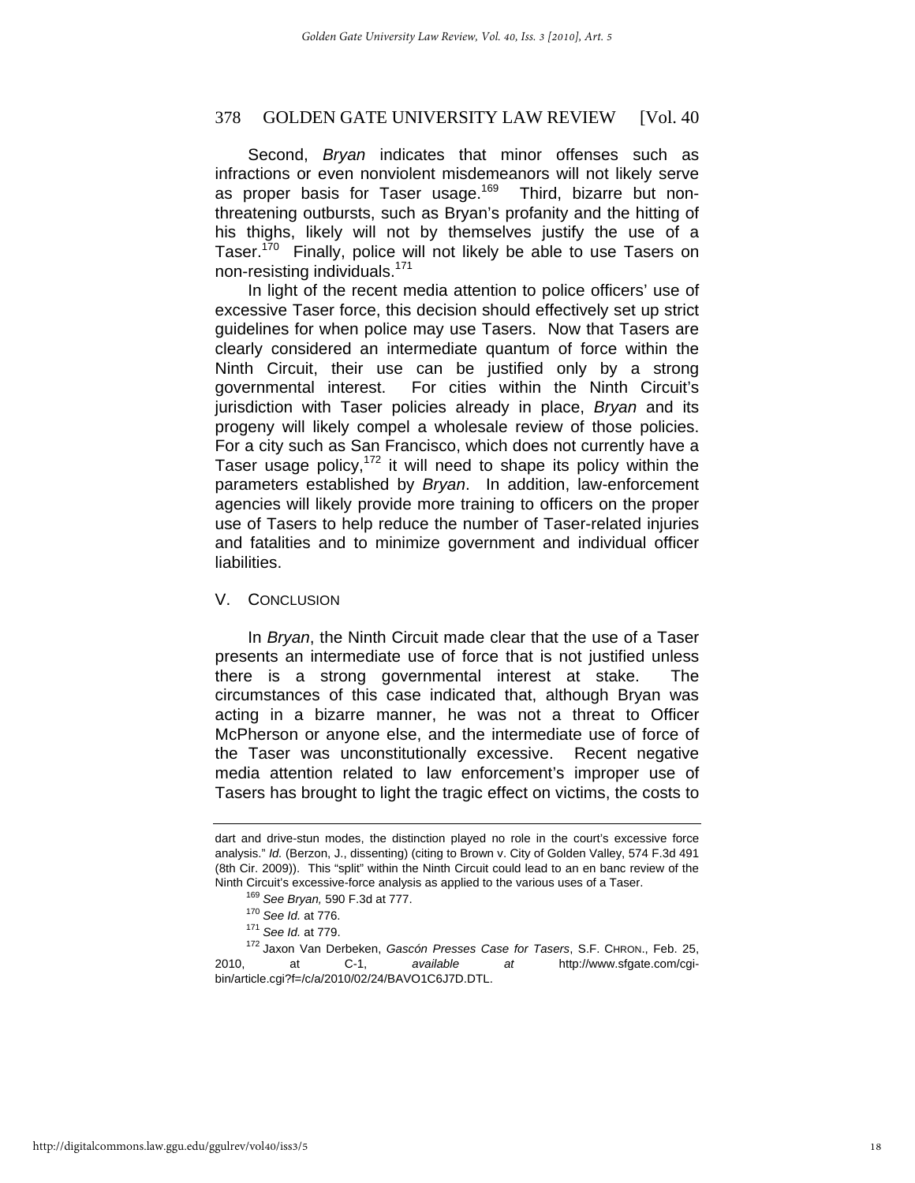Second, *Bryan* indicates that minor offenses such as infractions or even nonviolent misdemeanors will not likely serve as proper basis for Taser usage.[169] Third, bizarre but non-threatening outbursts, such as Bryan's profanity and the hitting of his thighs, likely will not by themselves justify the use of a Taser.[170] Finally, police will not likely be able to use Tasers on non-resisting individuals.[171]

In light of the recent media attention to police officers' use of excessive Taser force, this decision should effectively set up strict guidelines for when police may use Tasers. Now that Tasers are clearly considered an intermediate quantum of force within the Ninth Circuit, their use can be justified only by a strong governmental interest. For cities within the Ninth Circuit's jurisdiction with Taser policies already in place, *Bryan* and its progeny will likely compel a wholesale review of those policies. For a city such as San Francisco, which does not currently have a Taser usage policy,[172] it will need to shape its policy within the parameters established by *Bryan*. In addition, law-enforcement agencies will likely provide more training to officers on the proper use of Tasers to help reduce the number of Taser-related injuries and fatalities and to minimize government and individual officer liabilities.

## V. CONCLUSION

In *Bryan*, the Ninth Circuit made clear that the use of a Taser presents an intermediate use of force that is not justified unless there is a strong governmental interest at stake. The circumstances of this case indicated that, although Bryan was acting in a bizarre manner, he was not a threat to Officer McPherson or anyone else, and the intermediate use of force of the Taser was unconstitutionally excessive. Recent negative media attention related to law enforcement's improper use of Tasers has brought to light the tragic effect on victims, the costs to

---

dart and drive-stun modes, the distinction played no role in the court's excessive force analysis." *Id.* (Berzon, J., dissenting) (citing to Brown v. City of Golden Valley, 574 F.3d 491 (8th Cir. 2009)). This "split" within the Ninth Circuit could lead to an en banc review of the Ninth Circuit's excessive-force analysis as applied to the various uses of a Taser.

[169] *See Bryan,* 590 F.3d at 777.

[170] *See Id.* at 776.

[171] *See Id.* at 779.

[172] Jaxon Van Derbeken, *Gascón Presses Case for Tasers*, S.F. CHRON., Feb. 25, 2010, at C-1, *available at* http://www.sfgate.com/cgi-bin/article.cgi?f=/c/a/2010/02/24/BAVO1C6J7D.DTL.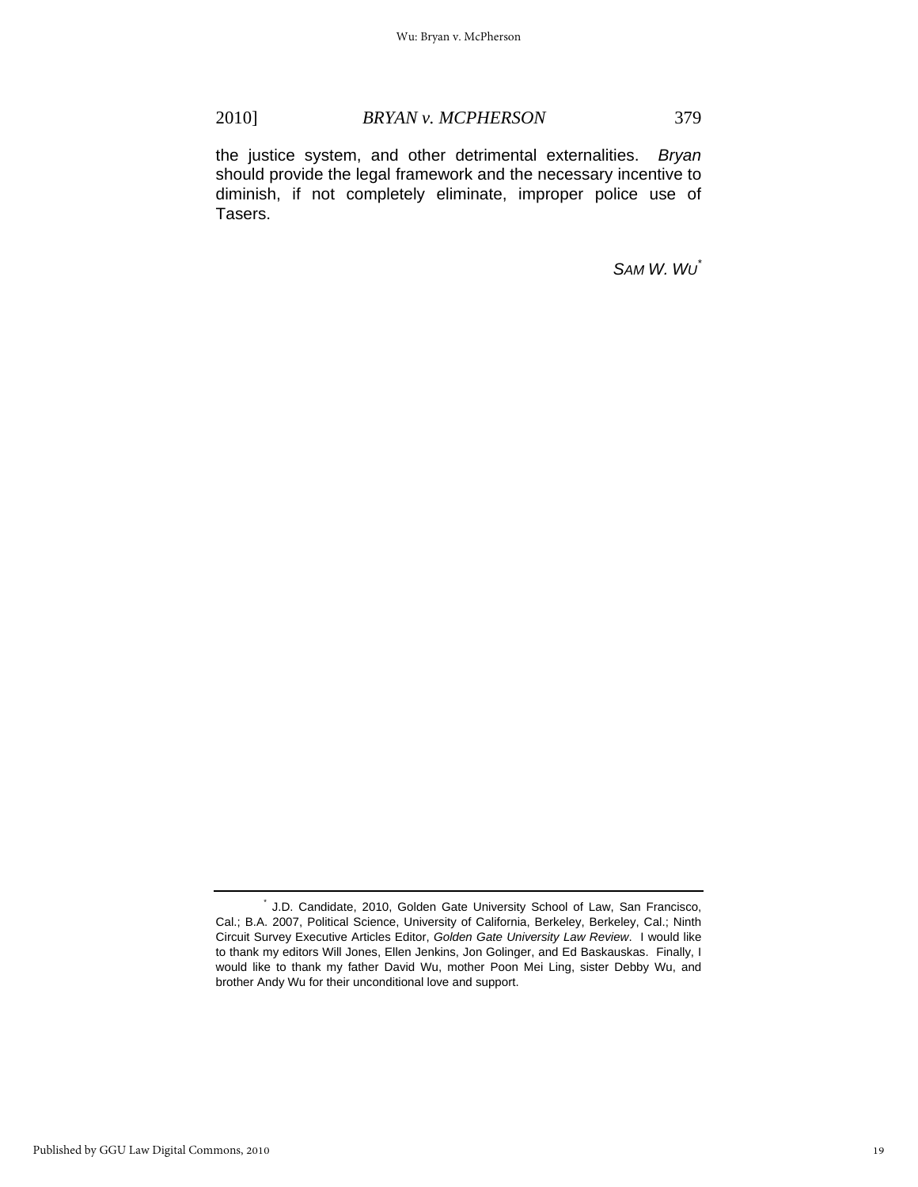the justice system, and other detrimental externalities. *Bryan* should provide the legal framework and the necessary incentive to diminish, if not completely eliminate, improper police use of Tasers.

*SAM W. WU*[*]

---

[*] J.D. Candidate, 2010, Golden Gate University School of Law, San Francisco, Cal.; B.A. 2007, Political Science, University of California, Berkeley, Berkeley, Cal.; Ninth Circuit Survey Executive Articles Editor, *Golden Gate University Law Review*. I would like to thank my editors Will Jones, Ellen Jenkins, Jon Golinger, and Ed Baskauskas. Finally, I would like to thank my father David Wu, mother Poon Mei Ling, sister Debby Wu, and brother Andy Wu for their unconditional love and support.